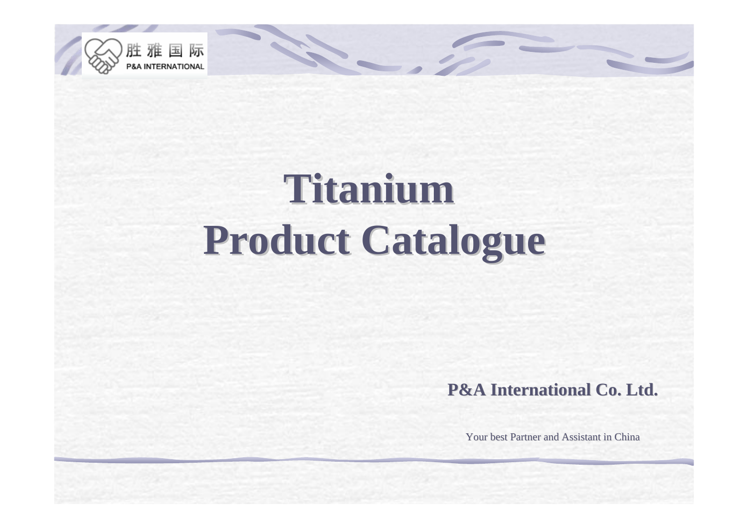胜雅国际
P&A INTERNATIONAL

# Titanium Product Catalogue

**P&A International Co. Ltd.**

Your best Partner and Assistant in China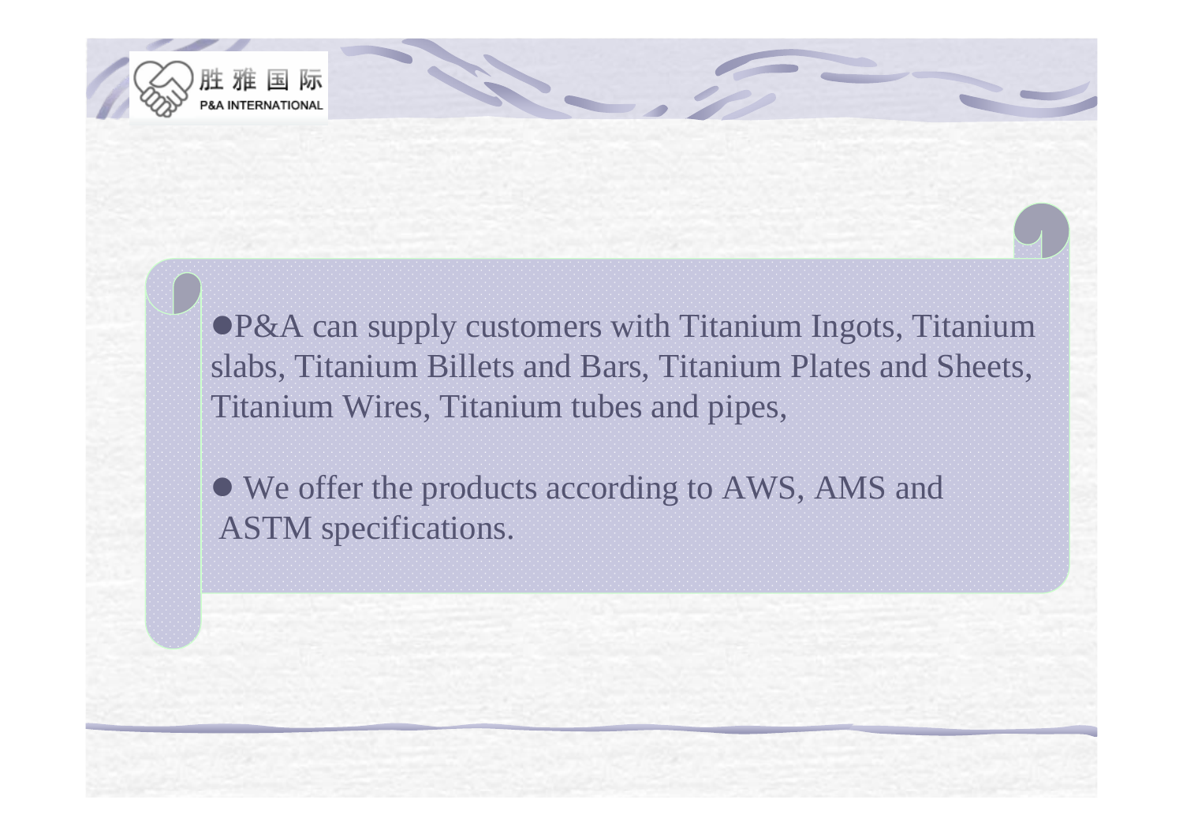- P&A can supply customers with Titanium Ingots, Titanium slabs, Titanium Billets and Bars, Titanium Plates and Sheets, Titanium Wires, Titanium tubes and pipes,

- We offer the products according to AWS, AMS and ASTM specifications.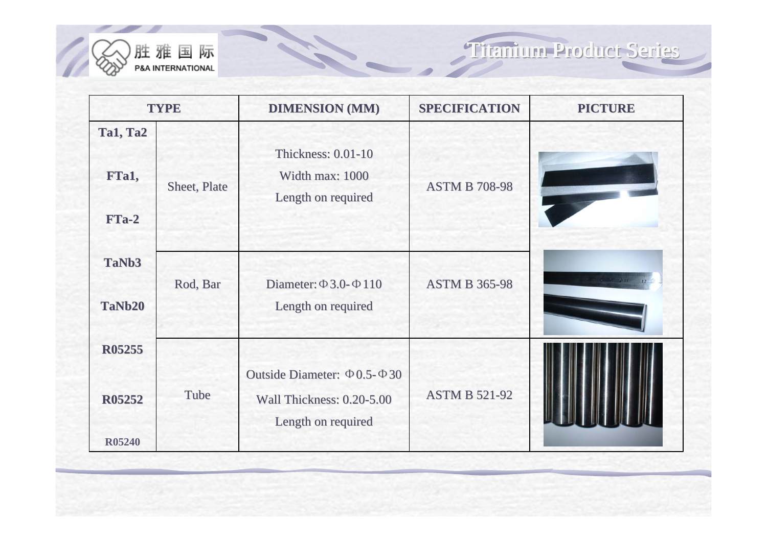# Titanium Product Series

| TYPE | | DIMENSION (MM) | SPECIFICATION | PICTURE |
|---|---|---|---|---|
| Ta1, Ta2<br><br>FTa1,<br><br>FTa-2 | Sheet, Plate | Thickness: 0.01-10<br>Width max: 1000<br>Length on required | ASTM B 708-98 | |
| TaNb3<br><br>TaNb20 | Rod, Bar | Diameter: Φ3.0-Φ110<br>Length on required | ASTM B 365-98 | |
| R05255<br><br>R05252<br><br>R05240 | Tube | Outside Diameter: Φ0.5-Φ30<br>Wall Thickness: 0.20-5.00<br>Length on required | ASTM B 521-92 | |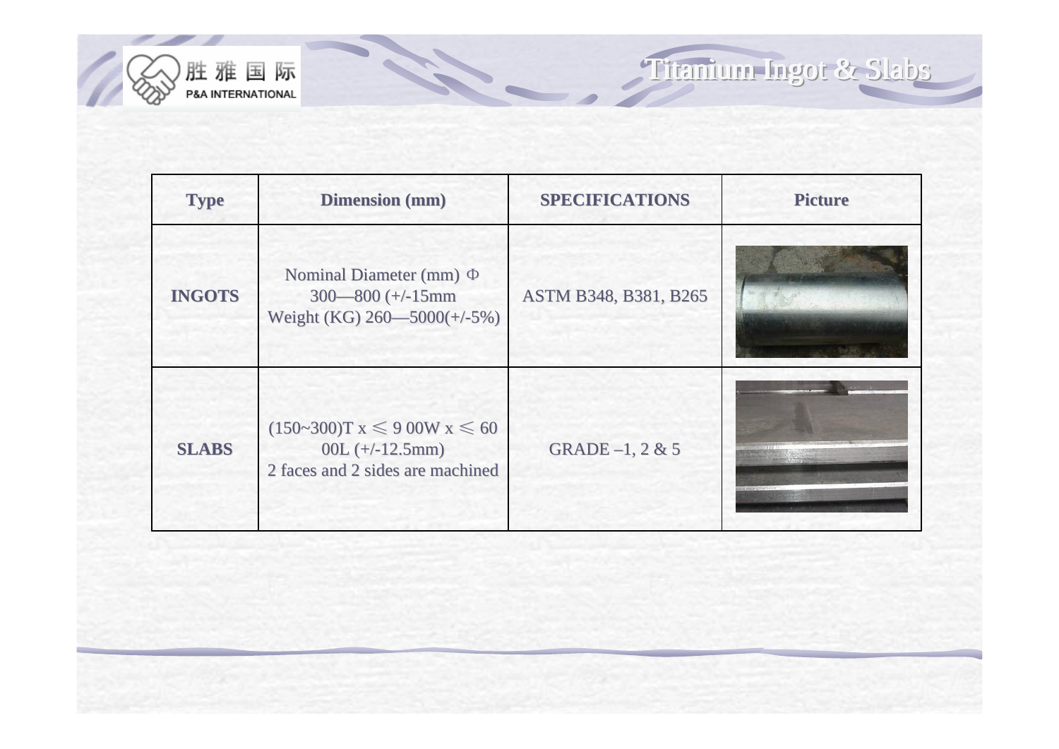# Titanium Ingot & Slabs

| Type | Dimension (mm) | SPECIFICATIONS | Picture |
|---|---|---|---|
| **INGOTS** | Nominal Diameter (mm) Φ 300—800 (+/-15mm<br>Weight (KG) 260—5000(+/-5%) | ASTM B348, B381, B265 | |
| **SLABS** | (150~300)T x ≤ 9 00W x ≤ 60 00L (+/-12.5mm)<br>2 faces and 2 sides are machined | GRADE –1, 2 & 5 | |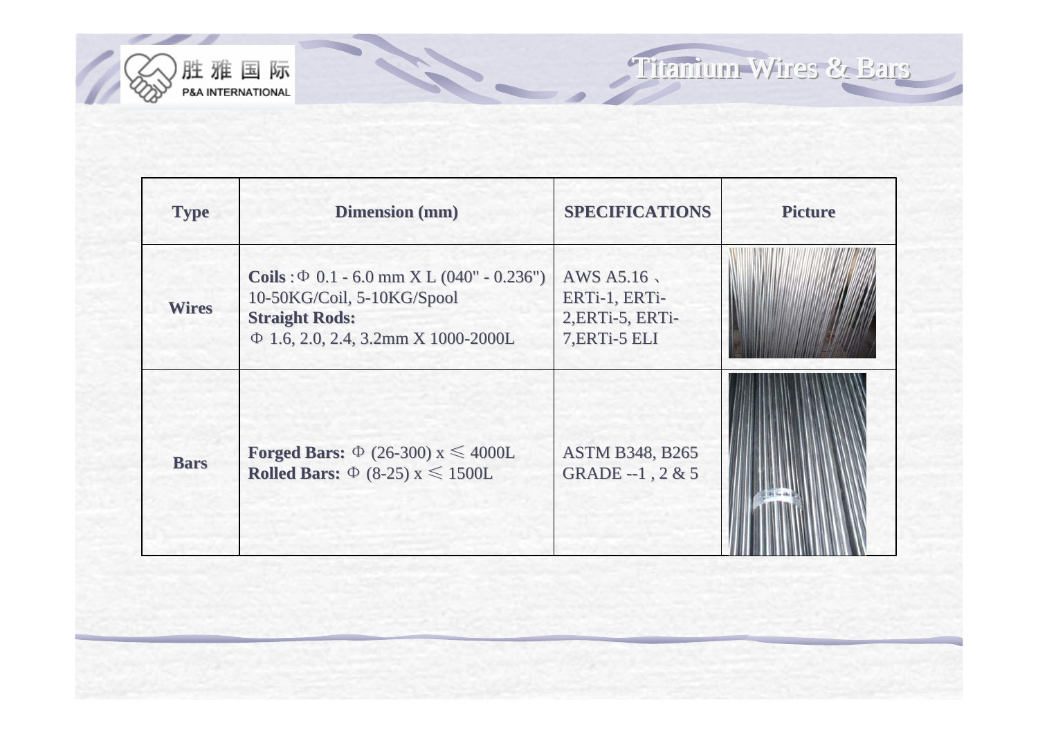# Titanium Wires & Bars

| Type | Dimension (mm) | SPECIFICATIONS | Picture |
| --- | --- | --- | --- |
| Wires | **Coils** : Φ 0.1 - 6.0 mm X L (040" - 0.236")<br>10-50KG/Coil, 5-10KG/Spool<br>**Straight Rods:**<br>Φ 1.6, 2.0, 2.4, 3.2mm X 1000-2000L | AWS A5.16 、ERTi-1, ERTi-2,ERTi-5, ERTi-7,ERTi-5 ELI | |
| Bars | **Forged Bars:** Φ (26-300) x ≤ 4000L<br>**Rolled Bars:** Φ (8-25) x ≤ 1500L | ASTM B348, B265<br>GRADE --1 , 2 & 5 | |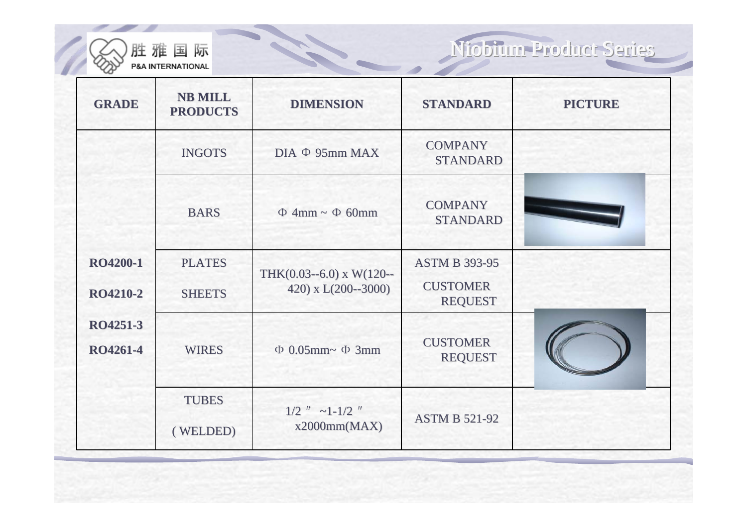## Niobium Product Series

| GRADE | NB MILL PRODUCTS | DIMENSION | STANDARD | PICTURE |
|---|---|---|---|---|
| RO4200-1<br>RO4210-2<br>RO4251-3<br>RO4261-4 | INGOTS | DIA Φ 95mm MAX | COMPANY STANDARD | |
| | BARS | Φ 4mm ~ Φ 60mm | COMPANY STANDARD | |
| | PLATES<br>SHEETS | THK(0.03--6.0) x W(120--420) x L(200--3000) | ASTM B 393-95<br>CUSTOMER REQUEST | |
| | WIRES | Φ 0.05mm~ Φ 3mm | CUSTOMER REQUEST | |
| | TUBES<br>( WELDED) | 1/2 ″ ~1-1/2 ″ x2000mm(MAX) | ASTM B 521-92 | |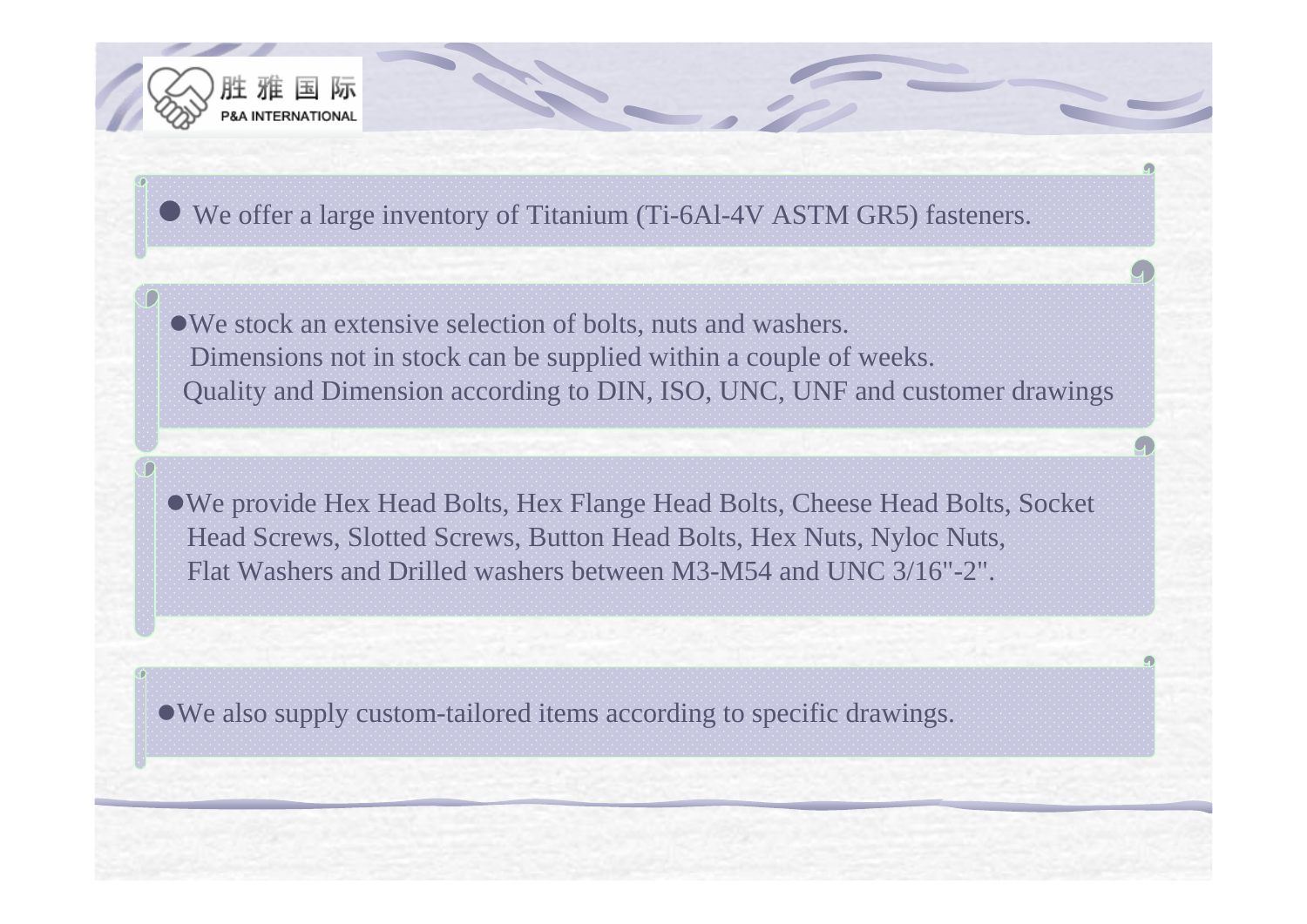- We offer a large inventory of Titanium (Ti-6Al-4V ASTM GR5) fasteners.

- We stock an extensive selection of bolts, nuts and washers.
  Dimensions not in stock can be supplied within a couple of weeks.
  Quality and Dimension according to DIN, ISO, UNC, UNF and customer drawings

- We provide Hex Head Bolts, Hex Flange Head Bolts, Cheese Head Bolts, Socket Head Screws, Slotted Screws, Button Head Bolts, Hex Nuts, Nyloc Nuts, Flat Washers and Drilled washers between M3-M54 and UNC 3/16"-2".

- We also supply custom-tailored items according to specific drawings.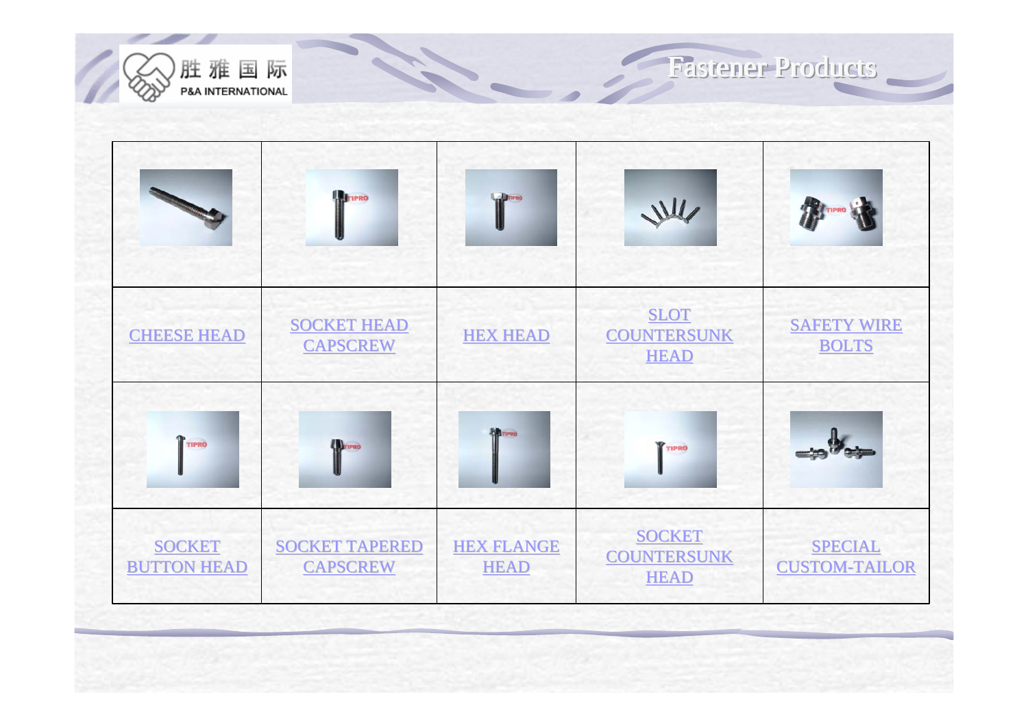# Fastener Products

| | | | | |
|---|---|---|---|---|
| CHEESE HEAD | SOCKET HEAD CAPSCREW | HEX HEAD | SLOT COUNTERSUNK HEAD | SAFETY WIRE BOLTS |
| | | | | |
| SOCKET BUTTON HEAD | SOCKET TAPERED CAPSCREW | HEX FLANGE HEAD | SOCKET COUNTERSUNK HEAD | SPECIAL CUSTOM-TAILOR |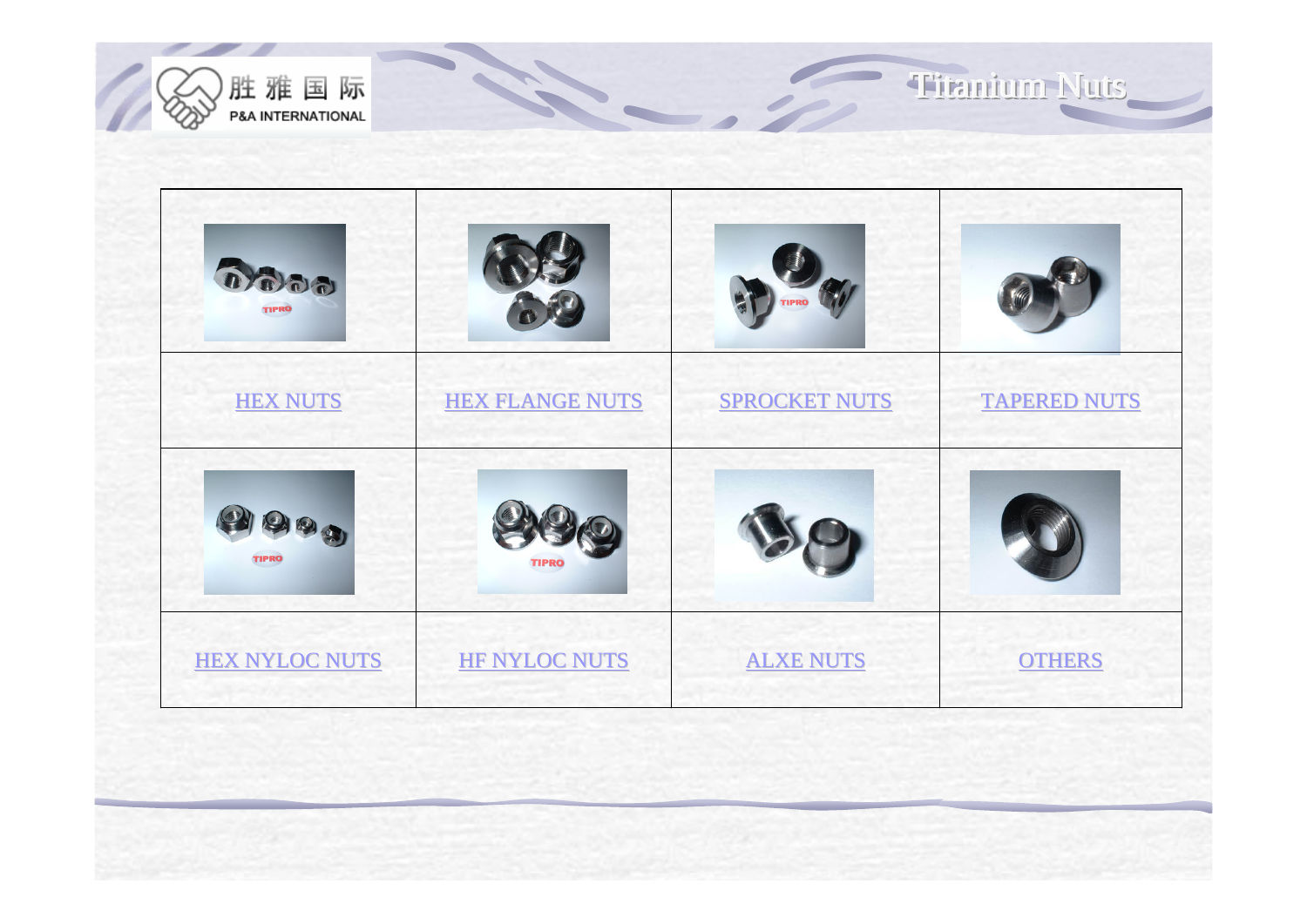# Titanium Nuts

| | | | |
|---|---|---|---|
| HEX NUTS | HEX FLANGE NUTS | SPROCKET NUTS | TAPERED NUTS |
| HEX NYLOC NUTS | HF NYLOC NUTS | ALXE NUTS | OTHERS |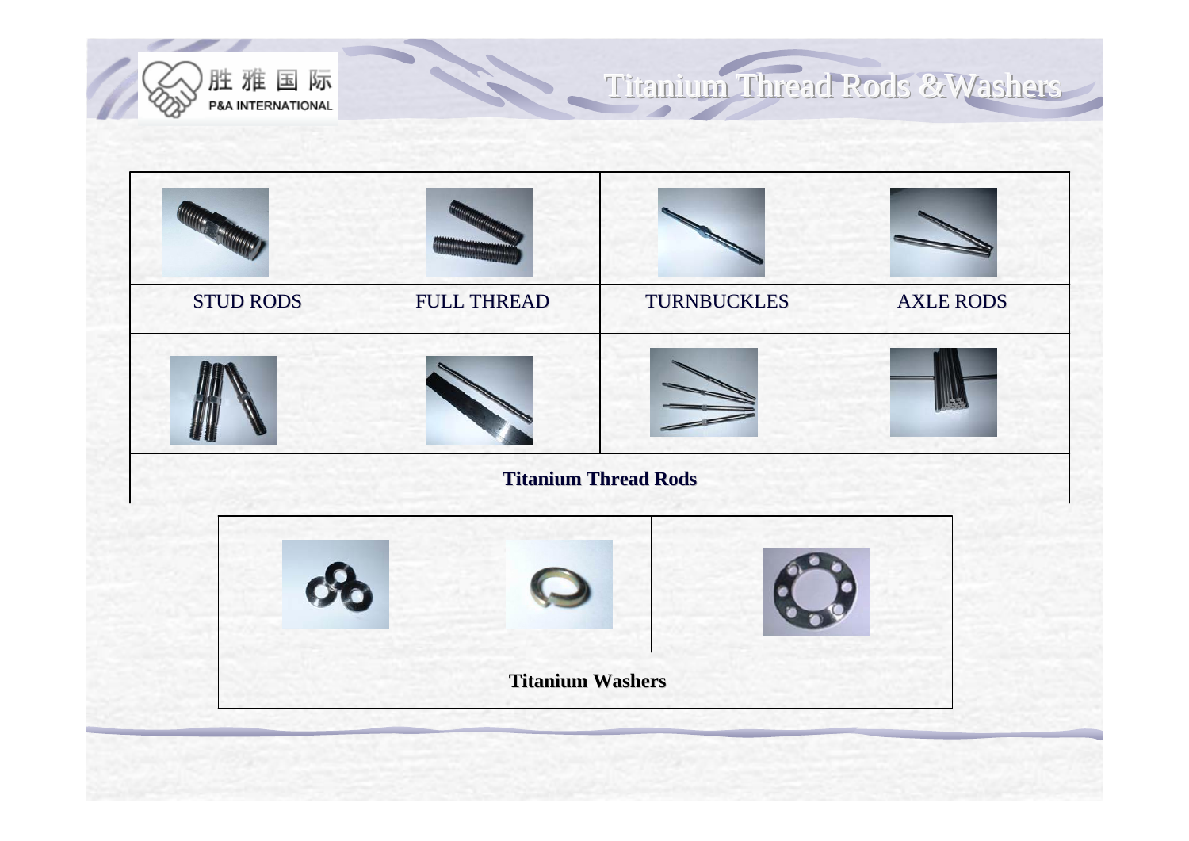# Titanium Thread Rods &Washers

| STUD RODS | FULL THREAD | TURNBUCKLES | AXLE RODS |
| --- | --- | --- | --- |
| | | | |

**Titanium Thread Rods**

**Titanium Washers**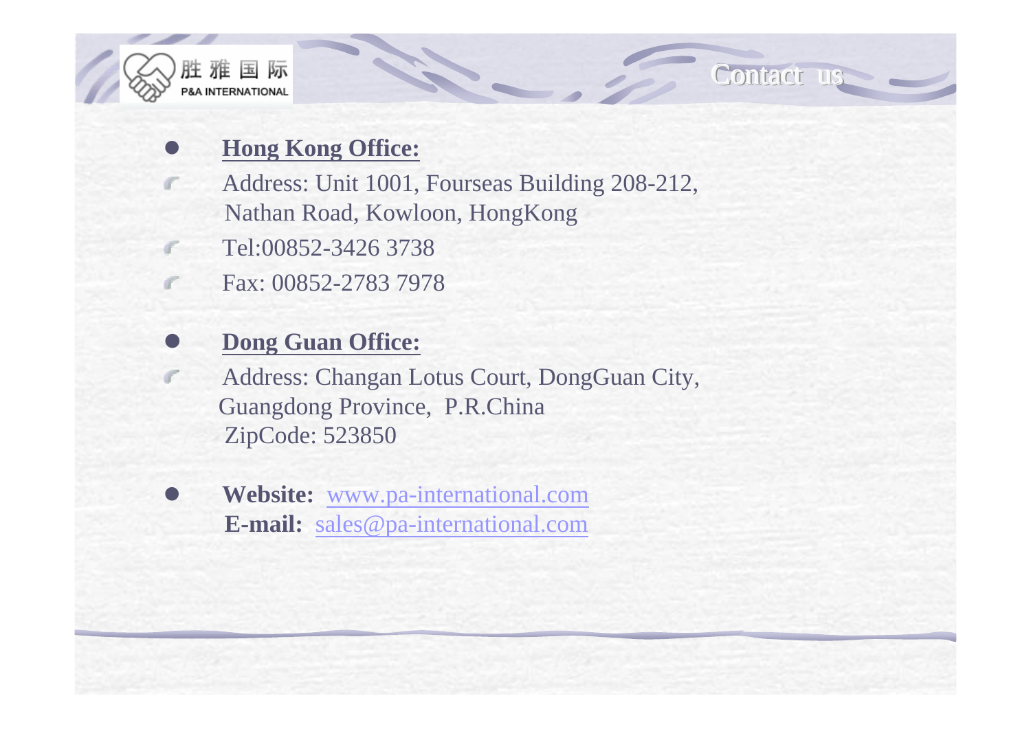胜雅国际
P&A INTERNATIONAL

# Contact us

- **Hong Kong Office:**
  - Address: Unit 1001, Fourseas Building 208-212, Nathan Road, Kowloon, HongKong
  - Tel:00852-3426 3738
  - Fax: 00852-2783 7978

- **Dong Guan Office:**
  - Address: Changan Lotus Court, DongGuan City, Guangdong Province, P.R.China
    ZipCode: 523850

- **Website:** www.pa-international.com
  **E-mail:** sales@pa-international.com